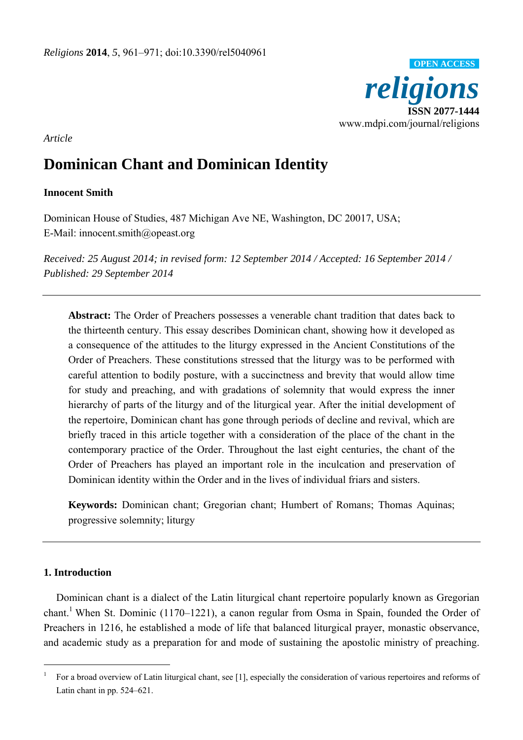*Article*

# Dominican Chant and Dominican Identity

**Innocent Smith**

Dominican House of Studies, 487 Michigan Ave NE, Washington, DC 20017, USA;
E-Mail: innocent.smith@opeast.org

*Received: 25 August 2014; in revised form: 12 September 2014 / Accepted: 16 September 2014 / Published: 29 September 2014*

---

**Abstract:** The Order of Preachers possesses a venerable chant tradition that dates back to the thirteenth century. This essay describes Dominican chant, showing how it developed as a consequence of the attitudes to the liturgy expressed in the Ancient Constitutions of the Order of Preachers. These constitutions stressed that the liturgy was to be performed with careful attention to bodily posture, with a succinctness and brevity that would allow time for study and preaching, and with gradations of solemnity that would express the inner hierarchy of parts of the liturgy and of the liturgical year. After the initial development of the repertoire, Dominican chant has gone through periods of decline and revival, which are briefly traced in this article together with a consideration of the place of the chant in the contemporary practice of the Order. Throughout the last eight centuries, the chant of the Order of Preachers has played an important role in the inculcation and preservation of Dominican identity within the Order and in the lives of individual friars and sisters.

**Keywords:** Dominican chant; Gregorian chant; Humbert of Romans; Thomas Aquinas; progressive solemnity; liturgy

---

## 1. Introduction

Dominican chant is a dialect of the Latin liturgical chant repertoire popularly known as Gregorian chant.[1] When St. Dominic (1170–1221), a canon regular from Osma in Spain, founded the Order of Preachers in 1216, he established a mode of life that balanced liturgical prayer, monastic observance, and academic study as a preparation for and mode of sustaining the apostolic ministry of preaching.

---

[1] For a broad overview of Latin liturgical chant, see [1], especially the consideration of various repertoires and reforms of Latin chant in pp. 524–621.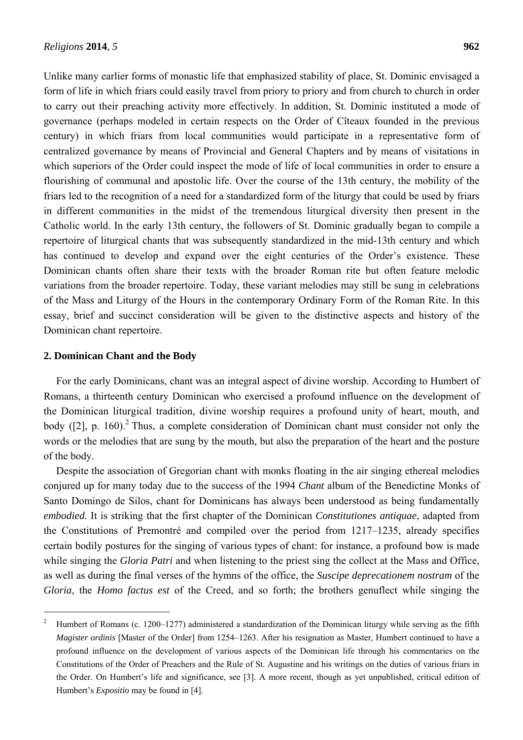Unlike many earlier forms of monastic life that emphasized stability of place, St. Dominic envisaged a form of life in which friars could easily travel from priory to priory and from church to church in order to carry out their preaching activity more effectively. In addition, St. Dominic instituted a mode of governance (perhaps modeled in certain respects on the Order of Cîteaux founded in the previous century) in which friars from local communities would participate in a representative form of centralized governance by means of Provincial and General Chapters and by means of visitations in which superiors of the Order could inspect the mode of life of local communities in order to ensure a flourishing of communal and apostolic life. Over the course of the 13th century, the mobility of the friars led to the recognition of a need for a standardized form of the liturgy that could be used by friars in different communities in the midst of the tremendous liturgical diversity then present in the Catholic world. In the early 13th century, the followers of St. Dominic gradually began to compile a repertoire of liturgical chants that was subsequently standardized in the mid-13th century and which has continued to develop and expand over the eight centuries of the Order's existence. These Dominican chants often share their texts with the broader Roman rite but often feature melodic variations from the broader repertoire. Today, these variant melodies may still be sung in celebrations of the Mass and Liturgy of the Hours in the contemporary Ordinary Form of the Roman Rite. In this essay, brief and succinct consideration will be given to the distinctive aspects and history of the Dominican chant repertoire.

## 2. Dominican Chant and the Body

For the early Dominicans, chant was an integral aspect of divine worship. According to Humbert of Romans, a thirteenth century Dominican who exercised a profound influence on the development of the Dominican liturgical tradition, divine worship requires a profound unity of heart, mouth, and body ([2], p. 160).[2] Thus, a complete consideration of Dominican chant must consider not only the words or the melodies that are sung by the mouth, but also the preparation of the heart and the posture of the body.

Despite the association of Gregorian chant with monks floating in the air singing ethereal melodies conjured up for many today due to the success of the 1994 *Chant* album of the Benedictine Monks of Santo Domingo de Silos, chant for Dominicans has always been understood as being fundamentally *embodied*. It is striking that the first chapter of the Dominican *Constitutiones antiquae*, adapted from the Constitutions of Premontré and compiled over the period from 1217–1235, already specifies certain bodily postures for the singing of various types of chant: for instance, a profound bow is made while singing the *Gloria Patri* and when listening to the priest sing the collect at the Mass and Office, as well as during the final verses of the hymns of the office, the *Suscipe deprecationem nostram* of the *Gloria*, the *Homo factus est* of the Creed, and so forth; the brothers genuflect while singing the

---

[2] Humbert of Romans (c. 1200–1277) administered a standardization of the Dominican liturgy while serving as the fifth *Magister ordinis* [Master of the Order] from 1254–1263. After his resignation as Master, Humbert continued to have a profound influence on the development of various aspects of the Dominican life through his commentaries on the Constitutions of the Order of Preachers and the Rule of St. Augustine and his writings on the duties of various friars in the Order. On Humbert's life and significance, see [3]. A more recent, though as yet unpublished, critical edition of Humbert's *Expositio* may be found in [4].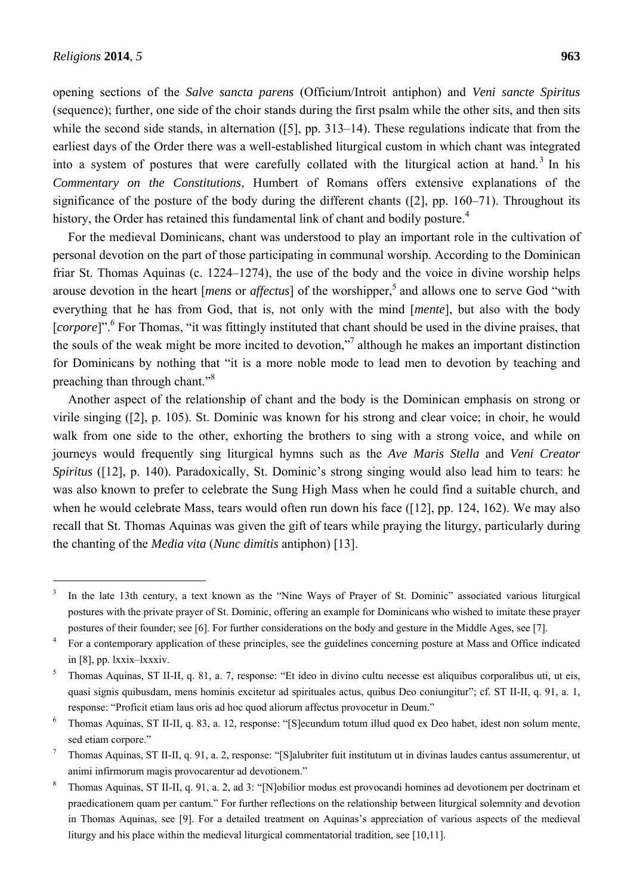opening sections of the *Salve sancta parens* (Officium/Introit antiphon) and *Veni sancte Spiritus* (sequence); further, one side of the choir stands during the first psalm while the other sits, and then sits while the second side stands, in alternation ([5], pp. 313–14). These regulations indicate that from the earliest days of the Order there was a well-established liturgical custom in which chant was integrated into a system of postures that were carefully collated with the liturgical action at hand.[3] In his *Commentary on the Constitutions*, Humbert of Romans offers extensive explanations of the significance of the posture of the body during the different chants ([2], pp. 160–71). Throughout its history, the Order has retained this fundamental link of chant and bodily posture.[4]

For the medieval Dominicans, chant was understood to play an important role in the cultivation of personal devotion on the part of those participating in communal worship. According to the Dominican friar St. Thomas Aquinas (c. 1224–1274), the use of the body and the voice in divine worship helps arouse devotion in the heart [*mens* or *affectus*] of the worshipper,[5] and allows one to serve God "with everything that he has from God, that is, not only with the mind [*mente*], but also with the body [*corpore*]".[6] For Thomas, "it was fittingly instituted that chant should be used in the divine praises, that the souls of the weak might be more incited to devotion,"[7] although he makes an important distinction for Dominicans by nothing that "it is a more noble mode to lead men to devotion by teaching and preaching than through chant."[8]

Another aspect of the relationship of chant and the body is the Dominican emphasis on strong or virile singing ([2], p. 105). St. Dominic was known for his strong and clear voice; in choir, he would walk from one side to the other, exhorting the brothers to sing with a strong voice, and while on journeys would frequently sing liturgical hymns such as the *Ave Maris Stella* and *Veni Creator Spiritus* ([12], p. 140). Paradoxically, St. Dominic's strong singing would also lead him to tears: he was also known to prefer to celebrate the Sung High Mass when he could find a suitable church, and when he would celebrate Mass, tears would often run down his face ([12], pp. 124, 162). We may also recall that St. Thomas Aquinas was given the gift of tears while praying the liturgy, particularly during the chanting of the *Media vita* (*Nunc dimitis* antiphon) [13].

---

[3] In the late 13th century, a text known as the "Nine Ways of Prayer of St. Dominic" associated various liturgical postures with the private prayer of St. Dominic, offering an example for Dominicans who wished to imitate these prayer postures of their founder; see [6]. For further considerations on the body and gesture in the Middle Ages, see [7].

[4] For a contemporary application of these principles, see the guidelines concerning posture at Mass and Office indicated in [8], pp. lxxix–lxxxiv.

[5] Thomas Aquinas, ST II-II, q. 81, a. 7, response: "Et ideo in divino cultu necesse est aliquibus corporalibus uti, ut eis, quasi signis quibusdam, mens hominis excitetur ad spirituales actus, quibus Deo coniungitur"; cf. ST II-II, q. 91, a. 1, response: "Proficit etiam laus oris ad hoc quod aliorum affectus provocetur in Deum."

[6] Thomas Aquinas, ST II-II, q. 83, a. 12, response: "[S]ecundum totum illud quod ex Deo habet, idest non solum mente, sed etiam corpore."

[7] Thomas Aquinas, ST II-II, q. 91, a. 2, response: "[S]alubriter fuit institutum ut in divinas laudes cantus assumerentur, ut animi infirmorum magis provocarentur ad devotionem."

[8] Thomas Aquinas, ST II-II, q. 91, a. 2, ad 3: "[N]obilior modus est provocandi homines ad devotionem per doctrinam et praedicationem quam per cantum." For further reflections on the relationship between liturgical solemnity and devotion in Thomas Aquinas, see [9]. For a detailed treatment on Aquinas's appreciation of various aspects of the medieval liturgy and his place within the medieval liturgical commentatorial tradition, see [10,11].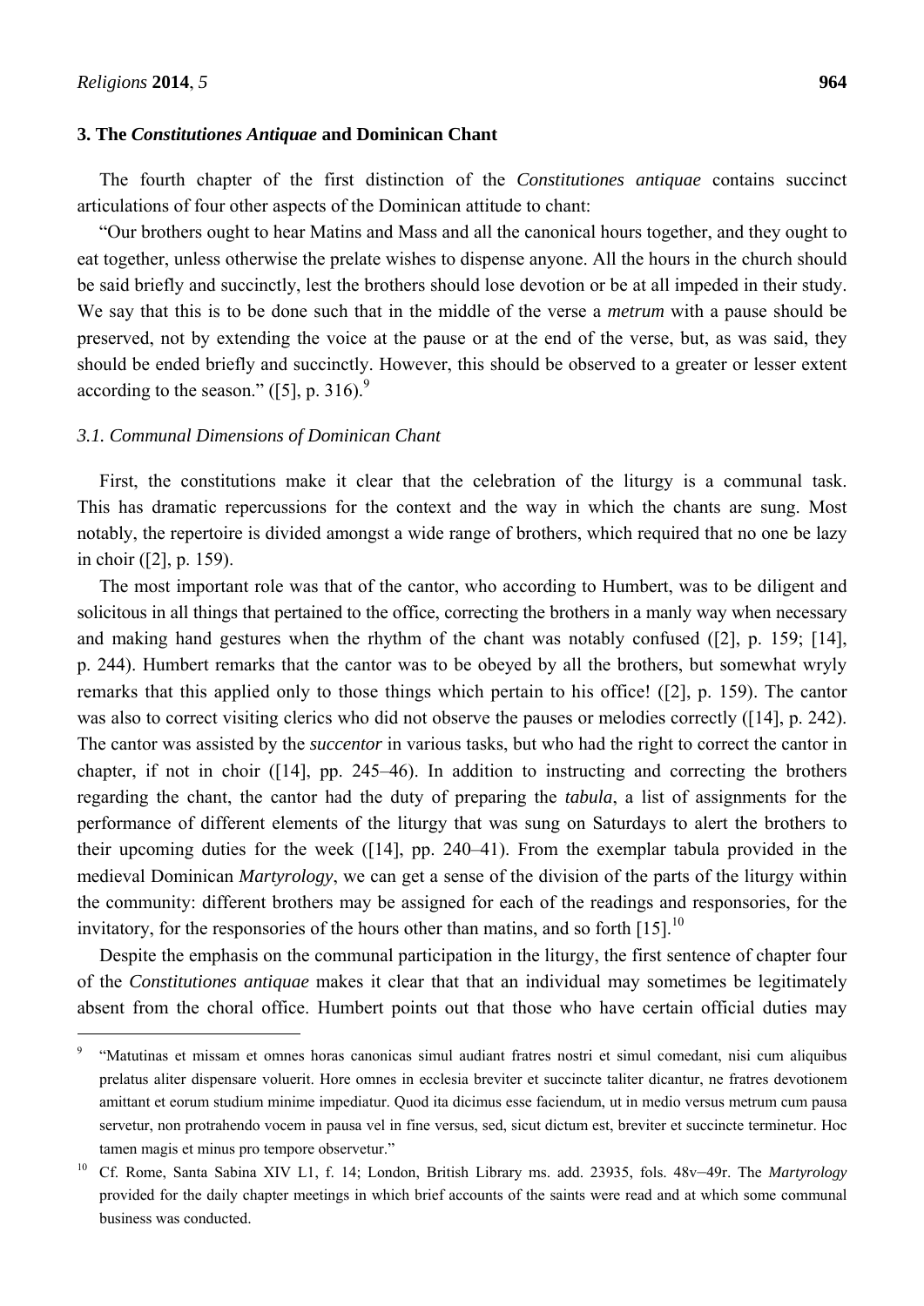## 3. The *Constitutiones Antiquae* and Dominican Chant

The fourth chapter of the first distinction of the *Constitutiones antiquae* contains succinct articulations of four other aspects of the Dominican attitude to chant:

"Our brothers ought to hear Matins and Mass and all the canonical hours together, and they ought to eat together, unless otherwise the prelate wishes to dispense anyone. All the hours in the church should be said briefly and succinctly, lest the brothers should lose devotion or be at all impeded in their study. We say that this is to be done such that in the middle of the verse a *metrum* with a pause should be preserved, not by extending the voice at the pause or at the end of the verse, but, as was said, they should be ended briefly and succinctly. However, this should be observed to a greater or lesser extent according to the season." ([5], p. 316).[9]

### 3.1. Communal Dimensions of Dominican Chant

First, the constitutions make it clear that the celebration of the liturgy is a communal task. This has dramatic repercussions for the context and the way in which the chants are sung. Most notably, the repertoire is divided amongst a wide range of brothers, which required that no one be lazy in choir ([2], p. 159).

The most important role was that of the cantor, who according to Humbert, was to be diligent and solicitous in all things that pertained to the office, correcting the brothers in a manly way when necessary and making hand gestures when the rhythm of the chant was notably confused ([2], p. 159; [14], p. 244). Humbert remarks that the cantor was to be obeyed by all the brothers, but somewhat wryly remarks that this applied only to those things which pertain to his office! ([2], p. 159). The cantor was also to correct visiting clerics who did not observe the pauses or melodies correctly ([14], p. 242). The cantor was assisted by the *succentor* in various tasks, but who had the right to correct the cantor in chapter, if not in choir ([14], pp. 245–46). In addition to instructing and correcting the brothers regarding the chant, the cantor had the duty of preparing the *tabula*, a list of assignments for the performance of different elements of the liturgy that was sung on Saturdays to alert the brothers to their upcoming duties for the week ([14], pp. 240–41). From the exemplar tabula provided in the medieval Dominican *Martyrology*, we can get a sense of the division of the parts of the liturgy within the community: different brothers may be assigned for each of the readings and responsories, for the invitatory, for the responsories of the hours other than matins, and so forth [15].[10]

Despite the emphasis on the communal participation in the liturgy, the first sentence of chapter four of the *Constitutiones antiquae* makes it clear that that an individual may sometimes be legitimately absent from the choral office. Humbert points out that those who have certain official duties may

---

[9] "Matutinas et missam et omnes horas canonicas simul audiant fratres nostri et simul comedant, nisi cum aliquibus prelatus aliter dispensare voluerit. Hore omnes in ecclesia breviter et succincte taliter dicantur, ne fratres devotionem amittant et eorum studium minime impediatur. Quod ita dicimus esse faciendum, ut in medio versus metrum cum pausa servetur, non protrahendo vocem in pausa vel in fine versus, sed, sicut dictum est, breviter et succincte terminetur. Hoc tamen magis et minus pro tempore observetur."

[10] Cf. Rome, Santa Sabina XIV L1, f. 14; London, British Library ms. add. 23935, fols. 48v–49r. The *Martyrology* provided for the daily chapter meetings in which brief accounts of the saints were read and at which some communal business was conducted.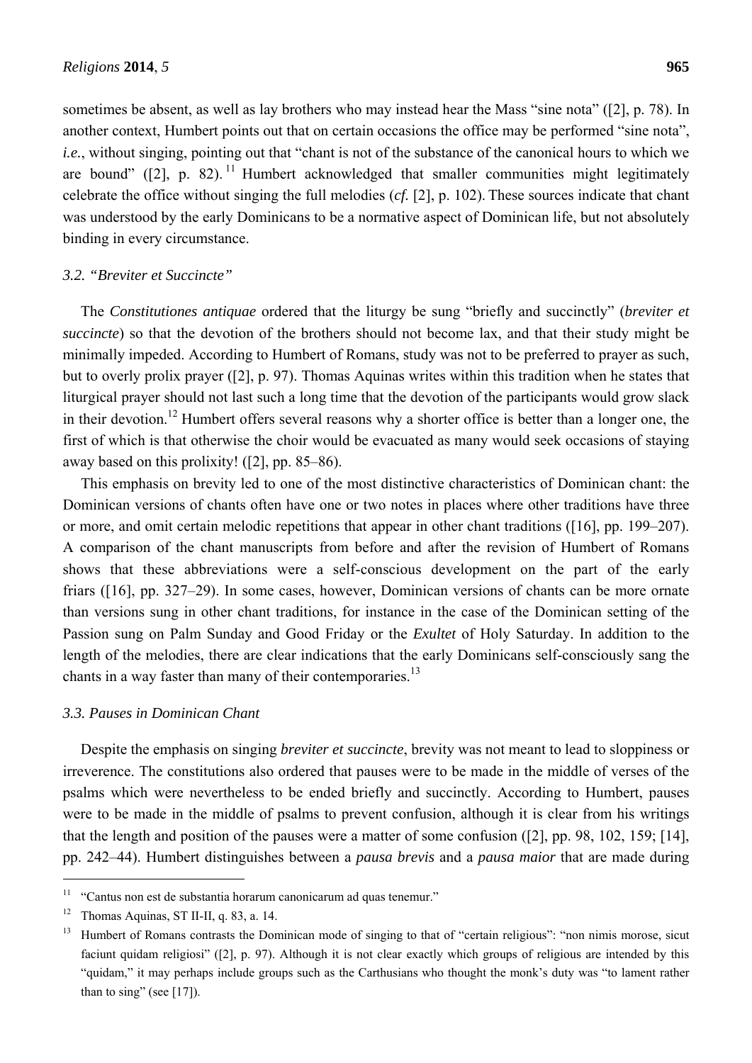sometimes be absent, as well as lay brothers who may instead hear the Mass "sine nota" ([2], p. 78). In another context, Humbert points out that on certain occasions the office may be performed "sine nota", *i.e.*, without singing, pointing out that "chant is not of the substance of the canonical hours to which we are bound" ([2], p. 82).[11] Humbert acknowledged that smaller communities might legitimately celebrate the office without singing the full melodies (*cf.* [2], p. 102). These sources indicate that chant was understood by the early Dominicans to be a normative aspect of Dominican life, but not absolutely binding in every circumstance.

### 3.2. "Breviter et Succincte"

The *Constitutiones antiquae* ordered that the liturgy be sung "briefly and succinctly" (*breviter et succincte*) so that the devotion of the brothers should not become lax, and that their study might be minimally impeded. According to Humbert of Romans, study was not to be preferred to prayer as such, but to overly prolix prayer ([2], p. 97). Thomas Aquinas writes within this tradition when he states that liturgical prayer should not last such a long time that the devotion of the participants would grow slack in their devotion.[12] Humbert offers several reasons why a shorter office is better than a longer one, the first of which is that otherwise the choir would be evacuated as many would seek occasions of staying away based on this prolixity! ([2], pp. 85–86).

This emphasis on brevity led to one of the most distinctive characteristics of Dominican chant: the Dominican versions of chants often have one or two notes in places where other traditions have three or more, and omit certain melodic repetitions that appear in other chant traditions ([16], pp. 199–207). A comparison of the chant manuscripts from before and after the revision of Humbert of Romans shows that these abbreviations were a self-conscious development on the part of the early friars ([16], pp. 327–29). In some cases, however, Dominican versions of chants can be more ornate than versions sung in other chant traditions, for instance in the case of the Dominican setting of the Passion sung on Palm Sunday and Good Friday or the *Exultet* of Holy Saturday. In addition to the length of the melodies, there are clear indications that the early Dominicans self-consciously sang the chants in a way faster than many of their contemporaries.[13]

### 3.3. Pauses in Dominican Chant

Despite the emphasis on singing *breviter et succincte*, brevity was not meant to lead to sloppiness or irreverence. The constitutions also ordered that pauses were to be made in the middle of verses of the psalms which were nevertheless to be ended briefly and succinctly. According to Humbert, pauses were to be made in the middle of psalms to prevent confusion, although it is clear from his writings that the length and position of the pauses were a matter of some confusion ([2], pp. 98, 102, 159; [14], pp. 242–44). Humbert distinguishes between a *pausa brevis* and a *pausa maior* that are made during

---

[11] "Cantus non est de substantia horarum canonicarum ad quas tenemur."

[12] Thomas Aquinas, ST II-II, q. 83, a. 14.

[13] Humbert of Romans contrasts the Dominican mode of singing to that of "certain religious": "non nimis morose, sicut faciunt quidam religiosi" ([2], p. 97). Although it is not clear exactly which groups of religious are intended by this "quidam," it may perhaps include groups such as the Carthusians who thought the monk's duty was "to lament rather than to sing" (see [17]).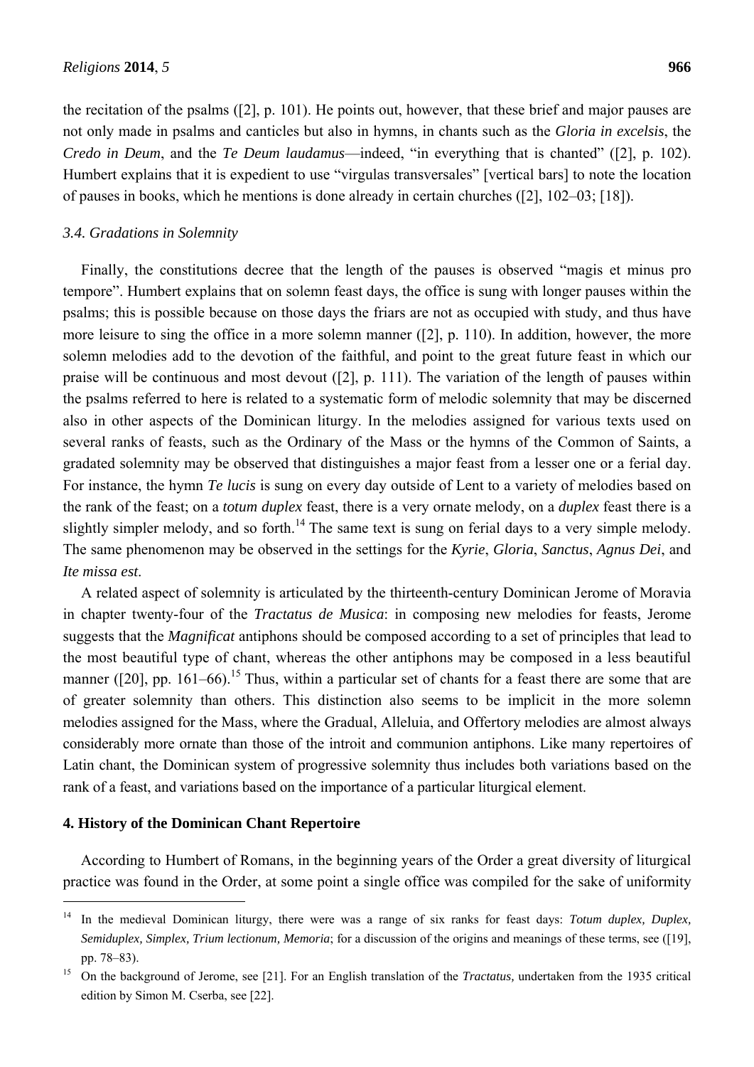the recitation of the psalms ([2], p. 101). He points out, however, that these brief and major pauses are not only made in psalms and canticles but also in hymns, in chants such as the *Gloria in excelsis*, the *Credo in Deum*, and the *Te Deum laudamus*—indeed, "in everything that is chanted" ([2], p. 102). Humbert explains that it is expedient to use "virgulas transversales" [vertical bars] to note the location of pauses in books, which he mentions is done already in certain churches ([2], 102–03; [18]).

### *3.4. Gradations in Solemnity*

Finally, the constitutions decree that the length of the pauses is observed "magis et minus pro tempore". Humbert explains that on solemn feast days, the office is sung with longer pauses within the psalms; this is possible because on those days the friars are not as occupied with study, and thus have more leisure to sing the office in a more solemn manner ([2], p. 110). In addition, however, the more solemn melodies add to the devotion of the faithful, and point to the great future feast in which our praise will be continuous and most devout ([2], p. 111). The variation of the length of pauses within the psalms referred to here is related to a systematic form of melodic solemnity that may be discerned also in other aspects of the Dominican liturgy. In the melodies assigned for various texts used on several ranks of feasts, such as the Ordinary of the Mass or the hymns of the Common of Saints, a gradated solemnity may be observed that distinguishes a major feast from a lesser one or a ferial day. For instance, the hymn *Te lucis* is sung on every day outside of Lent to a variety of melodies based on the rank of the feast; on a *totum duplex* feast, there is a very ornate melody, on a *duplex* feast there is a slightly simpler melody, and so forth.[14] The same text is sung on ferial days to a very simple melody. The same phenomenon may be observed in the settings for the *Kyrie*, *Gloria*, *Sanctus*, *Agnus Dei*, and *Ite missa est*.

A related aspect of solemnity is articulated by the thirteenth-century Dominican Jerome of Moravia in chapter twenty-four of the *Tractatus de Musica*: in composing new melodies for feasts, Jerome suggests that the *Magnificat* antiphons should be composed according to a set of principles that lead to the most beautiful type of chant, whereas the other antiphons may be composed in a less beautiful manner ([20], pp. 161–66).[15] Thus, within a particular set of chants for a feast there are some that are of greater solemnity than others. This distinction also seems to be implicit in the more solemn melodies assigned for the Mass, where the Gradual, Alleluia, and Offertory melodies are almost always considerably more ornate than those of the introit and communion antiphons. Like many repertoires of Latin chant, the Dominican system of progressive solemnity thus includes both variations based on the rank of a feast, and variations based on the importance of a particular liturgical element.

## **4. History of the Dominican Chant Repertoire**

According to Humbert of Romans, in the beginning years of the Order a great diversity of liturgical practice was found in the Order, at some point a single office was compiled for the sake of uniformity

---

[14] In the medieval Dominican liturgy, there were was a range of six ranks for feast days: *Totum duplex, Duplex, Semiduplex, Simplex, Trium lectionum, Memoria*; for a discussion of the origins and meanings of these terms, see ([19], pp. 78–83).

[15] On the background of Jerome, see [21]. For an English translation of the *Tractatus,* undertaken from the 1935 critical edition by Simon M. Cserba, see [22].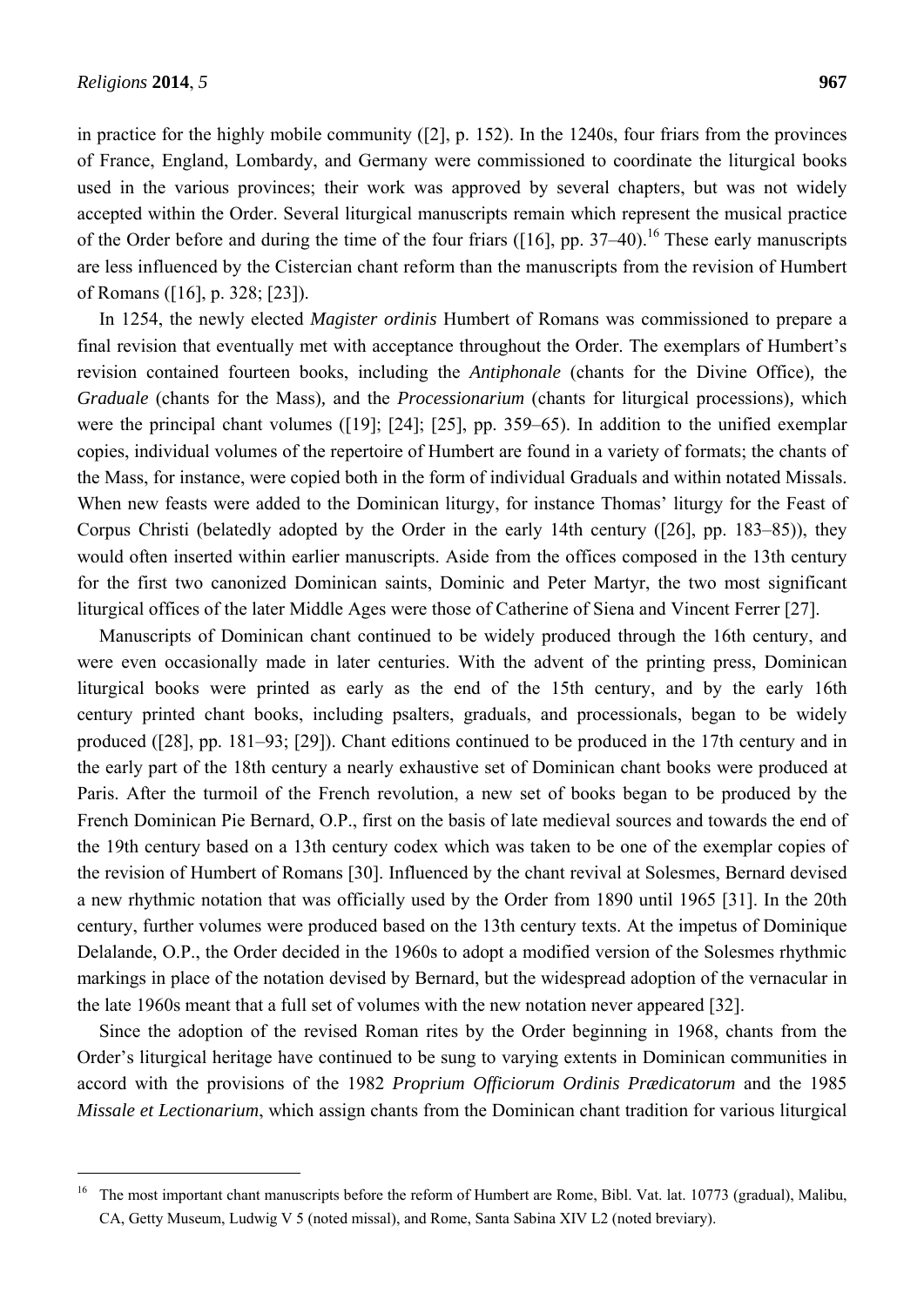in practice for the highly mobile community ([2], p. 152). In the 1240s, four friars from the provinces of France, England, Lombardy, and Germany were commissioned to coordinate the liturgical books used in the various provinces; their work was approved by several chapters, but was not widely accepted within the Order. Several liturgical manuscripts remain which represent the musical practice of the Order before and during the time of the four friars ([16], pp. 37–40).[16] These early manuscripts are less influenced by the Cistercian chant reform than the manuscripts from the revision of Humbert of Romans ([16], p. 328; [23]).

In 1254, the newly elected *Magister ordinis* Humbert of Romans was commissioned to prepare a final revision that eventually met with acceptance throughout the Order. The exemplars of Humbert's revision contained fourteen books, including the *Antiphonale* (chants for the Divine Office), the *Graduale* (chants for the Mass), and the *Processionarium* (chants for liturgical processions), which were the principal chant volumes ([19]; [24]; [25], pp. 359–65). In addition to the unified exemplar copies, individual volumes of the repertoire of Humbert are found in a variety of formats; the chants of the Mass, for instance, were copied both in the form of individual Graduals and within notated Missals. When new feasts were added to the Dominican liturgy, for instance Thomas' liturgy for the Feast of Corpus Christi (belatedly adopted by the Order in the early 14th century ([26], pp. 183–85)), they would often inserted within earlier manuscripts. Aside from the offices composed in the 13th century for the first two canonized Dominican saints, Dominic and Peter Martyr, the two most significant liturgical offices of the later Middle Ages were those of Catherine of Siena and Vincent Ferrer [27].

Manuscripts of Dominican chant continued to be widely produced through the 16th century, and were even occasionally made in later centuries. With the advent of the printing press, Dominican liturgical books were printed as early as the end of the 15th century, and by the early 16th century printed chant books, including psalters, graduals, and processionals, began to be widely produced ([28], pp. 181–93; [29]). Chant editions continued to be produced in the 17th century and in the early part of the 18th century a nearly exhaustive set of Dominican chant books were produced at Paris. After the turmoil of the French revolution, a new set of books began to be produced by the French Dominican Pie Bernard, O.P., first on the basis of late medieval sources and towards the end of the 19th century based on a 13th century codex which was taken to be one of the exemplar copies of the revision of Humbert of Romans [30]. Influenced by the chant revival at Solesmes, Bernard devised a new rhythmic notation that was officially used by the Order from 1890 until 1965 [31]. In the 20th century, further volumes were produced based on the 13th century texts. At the impetus of Dominique Delalande, O.P., the Order decided in the 1960s to adopt a modified version of the Solesmes rhythmic markings in place of the notation devised by Bernard, but the widespread adoption of the vernacular in the late 1960s meant that a full set of volumes with the new notation never appeared [32].

Since the adoption of the revised Roman rites by the Order beginning in 1968, chants from the Order's liturgical heritage have continued to be sung to varying extents in Dominican communities in accord with the provisions of the 1982 *Proprium Officiorum Ordinis Prædicatorum* and the 1985 *Missale et Lectionarium*, which assign chants from the Dominican chant tradition for various liturgical

---

[16] The most important chant manuscripts before the reform of Humbert are Rome, Bibl. Vat. lat. 10773 (gradual), Malibu, CA, Getty Museum, Ludwig V 5 (noted missal), and Rome, Santa Sabina XIV L2 (noted breviary).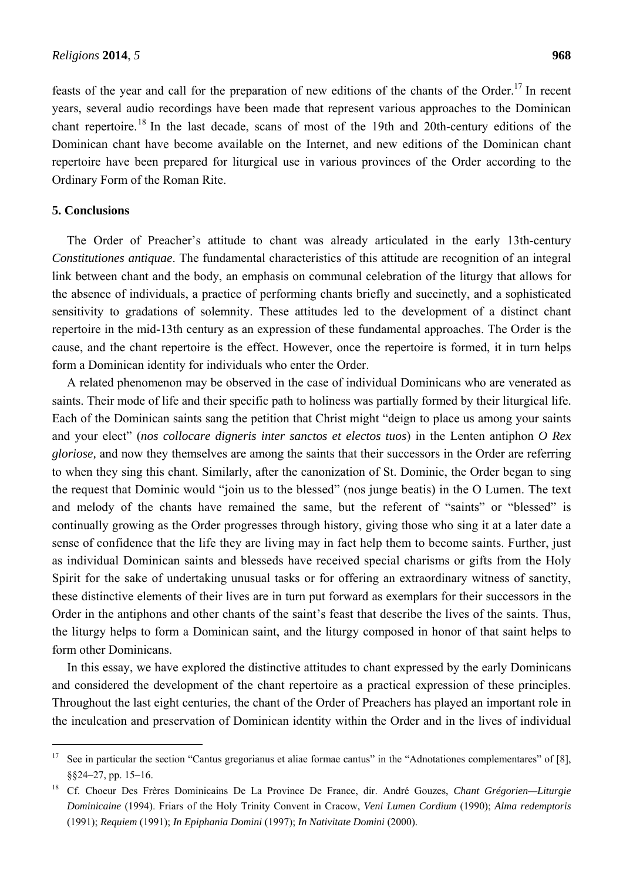feasts of the year and call for the preparation of new editions of the chants of the Order.[17] In recent years, several audio recordings have been made that represent various approaches to the Dominican chant repertoire.[18] In the last decade, scans of most of the 19th and 20th-century editions of the Dominican chant have become available on the Internet, and new editions of the Dominican chant repertoire have been prepared for liturgical use in various provinces of the Order according to the Ordinary Form of the Roman Rite.

## 5. Conclusions

The Order of Preacher's attitude to chant was already articulated in the early 13th-century *Constitutiones antiquae*. The fundamental characteristics of this attitude are recognition of an integral link between chant and the body, an emphasis on communal celebration of the liturgy that allows for the absence of individuals, a practice of performing chants briefly and succinctly, and a sophisticated sensitivity to gradations of solemnity. These attitudes led to the development of a distinct chant repertoire in the mid-13th century as an expression of these fundamental approaches. The Order is the cause, and the chant repertoire is the effect. However, once the repertoire is formed, it in turn helps form a Dominican identity for individuals who enter the Order.

A related phenomenon may be observed in the case of individual Dominicans who are venerated as saints. Their mode of life and their specific path to holiness was partially formed by their liturgical life. Each of the Dominican saints sang the petition that Christ might "deign to place us among your saints and your elect" (*nos collocare digneris inter sanctos et electos tuos*) in the Lenten antiphon *O Rex gloriose,* and now they themselves are among the saints that their successors in the Order are referring to when they sing this chant. Similarly, after the canonization of St. Dominic, the Order began to sing the request that Dominic would "join us to the blessed" (nos junge beatis) in the O Lumen. The text and melody of the chants have remained the same, but the referent of "saints" or "blessed" is continually growing as the Order progresses through history, giving those who sing it at a later date a sense of confidence that the life they are living may in fact help them to become saints. Further, just as individual Dominican saints and blesseds have received special charisms or gifts from the Holy Spirit for the sake of undertaking unusual tasks or for offering an extraordinary witness of sanctity, these distinctive elements of their lives are in turn put forward as exemplars for their successors in the Order in the antiphons and other chants of the saint's feast that describe the lives of the saints. Thus, the liturgy helps to form a Dominican saint, and the liturgy composed in honor of that saint helps to form other Dominicans.

In this essay, we have explored the distinctive attitudes to chant expressed by the early Dominicans and considered the development of the chant repertoire as a practical expression of these principles. Throughout the last eight centuries, the chant of the Order of Preachers has played an important role in the inculcation and preservation of Dominican identity within the Order and in the lives of individual

---

[17] See in particular the section "Cantus gregorianus et aliae formae cantus" in the "Adnotationes complementares" of [8], §§24–27, pp. 15–16.

[18] Cf. Choeur Des Frères Dominicains De La Province De France, dir. André Gouzes, *Chant Grégorien—Liturgie Dominicaine* (1994). Friars of the Holy Trinity Convent in Cracow, *Veni Lumen Cordium* (1990); *Alma redemptoris* (1991); *Requiem* (1991); *In Epiphania Domini* (1997); *In Nativitate Domini* (2000).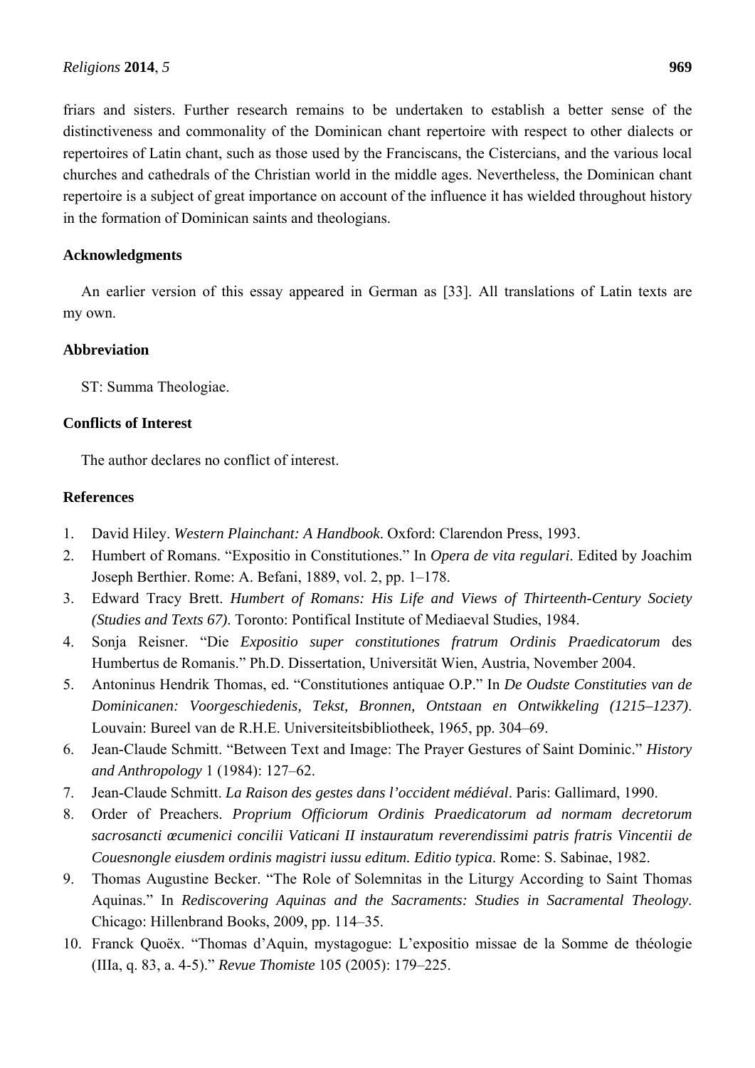friars and sisters. Further research remains to be undertaken to establish a better sense of the distinctiveness and commonality of the Dominican chant repertoire with respect to other dialects or repertoires of Latin chant, such as those used by the Franciscans, the Cistercians, and the various local churches and cathedrals of the Christian world in the middle ages. Nevertheless, the Dominican chant repertoire is a subject of great importance on account of the influence it has wielded throughout history in the formation of Dominican saints and theologians.

## Acknowledgments

An earlier version of this essay appeared in German as [33]. All translations of Latin texts are my own.

## Abbreviation

ST: Summa Theologiae.

## Conflicts of Interest

The author declares no conflict of interest.

## References

1. David Hiley. *Western Plainchant: A Handbook*. Oxford: Clarendon Press, 1993.
2. Humbert of Romans. "Expositio in Constitutiones." In *Opera de vita regulari*. Edited by Joachim Joseph Berthier. Rome: A. Befani, 1889, vol. 2, pp. 1–178.
3. Edward Tracy Brett. *Humbert of Romans: His Life and Views of Thirteenth-Century Society (Studies and Texts 67)*. Toronto: Pontifical Institute of Mediaeval Studies, 1984.
4. Sonja Reisner. "Die *Expositio super constitutiones fratrum Ordinis Praedicatorum* des Humbertus de Romanis." Ph.D. Dissertation, Universität Wien, Austria, November 2004.
5. Antoninus Hendrik Thomas, ed. "Constitutiones antiquae O.P." In *De Oudste Constituties van de Dominicanen: Voorgeschiedenis, Tekst, Bronnen, Ontstaan en Ontwikkeling (1215–1237)*. Louvain: Bureel van de R.H.E. Universiteitsbibliotheek, 1965, pp. 304–69.
6. Jean-Claude Schmitt. "Between Text and Image: The Prayer Gestures of Saint Dominic." *History and Anthropology* 1 (1984): 127–62.
7. Jean-Claude Schmitt. *La Raison des gestes dans l'occident médiéval*. Paris: Gallimard, 1990.
8. Order of Preachers. *Proprium Officiorum Ordinis Praedicatorum ad normam decretorum sacrosancti œcumenici concilii Vaticani II instauratum reverendissimi patris fratris Vincentii de Couesnongle eiusdem ordinis magistri iussu editum. Editio typica*. Rome: S. Sabinae, 1982.
9. Thomas Augustine Becker. "The Role of Solemnitas in the Liturgy According to Saint Thomas Aquinas." In *Rediscovering Aquinas and the Sacraments: Studies in Sacramental Theology*. Chicago: Hillenbrand Books, 2009, pp. 114–35.
10. Franck Quoëx. "Thomas d'Aquin, mystagogue: L'expositio missae de la Somme de théologie (IIIa, q. 83, a. 4-5)." *Revue Thomiste* 105 (2005): 179–225.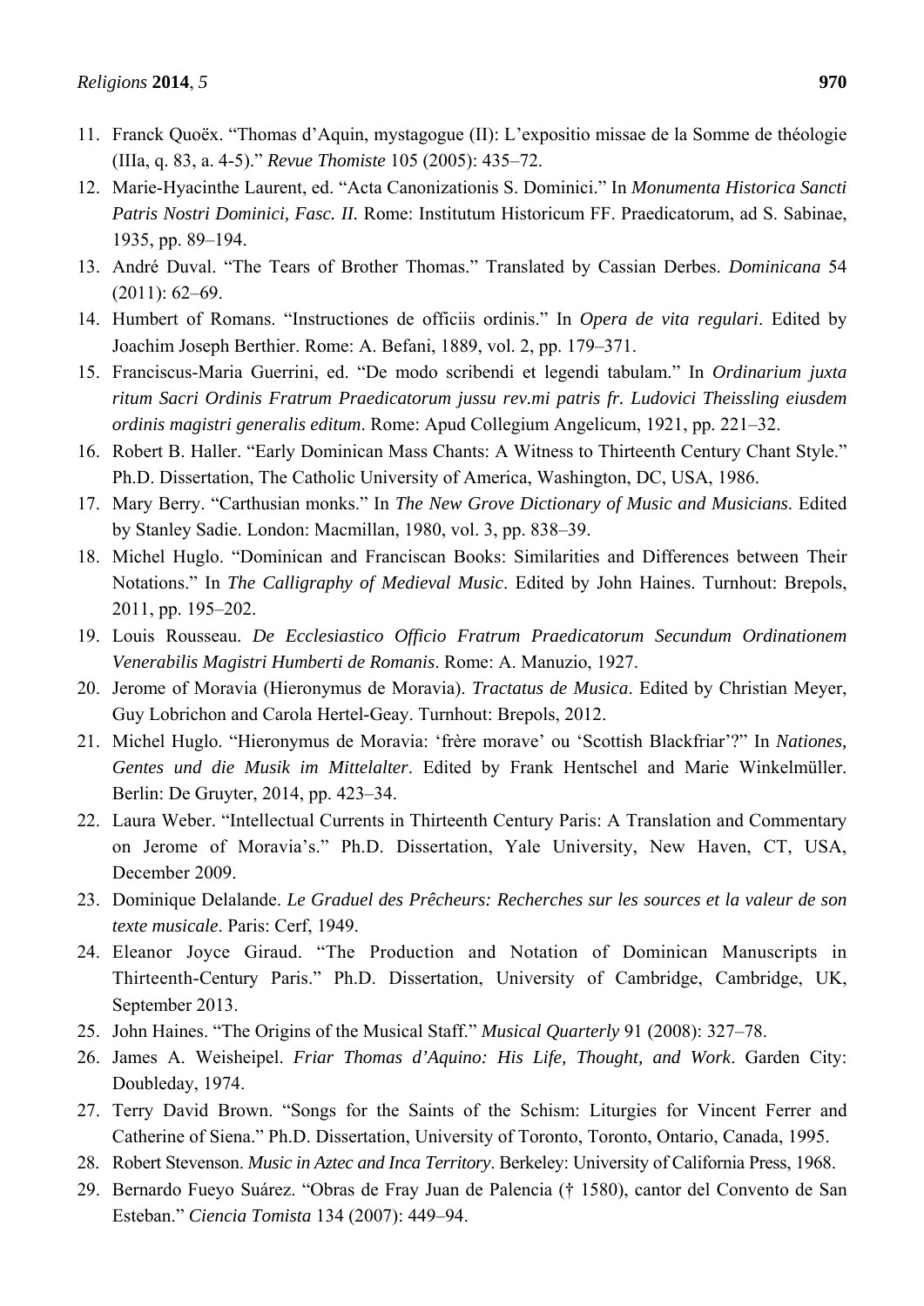11. Franck Quoëx. “Thomas d’Aquin, mystagogue (II): L’expositio missae de la Somme de théologie (IIIa, q. 83, a. 4-5).” *Revue Thomiste* 105 (2005): 435–72.
12. Marie-Hyacinthe Laurent, ed. “Acta Canonizationis S. Dominici.” In *Monumenta Historica Sancti Patris Nostri Dominici, Fasc. II.* Rome: Institutum Historicum FF. Praedicatorum, ad S. Sabinae, 1935, pp. 89–194.
13. André Duval. “The Tears of Brother Thomas.” Translated by Cassian Derbes. *Dominicana* 54 (2011): 62–69.
14. Humbert of Romans. “Instructiones de officiis ordinis.” In *Opera de vita regulari*. Edited by Joachim Joseph Berthier. Rome: A. Befani, 1889, vol. 2, pp. 179–371.
15. Franciscus-Maria Guerrini, ed. “De modo scribendi et legendi tabulam.” In *Ordinarium juxta ritum Sacri Ordinis Fratrum Praedicatorum jussu rev.mi patris fr. Ludovici Theissling eiusdem ordinis magistri generalis editum*. Rome: Apud Collegium Angelicum, 1921, pp. 221–32.
16. Robert B. Haller. “Early Dominican Mass Chants: A Witness to Thirteenth Century Chant Style.” Ph.D. Dissertation, The Catholic University of America, Washington, DC, USA, 1986.
17. Mary Berry. “Carthusian monks.” In *The New Grove Dictionary of Music and Musicians*. Edited by Stanley Sadie. London: Macmillan, 1980, vol. 3, pp. 838–39.
18. Michel Huglo. “Dominican and Franciscan Books: Similarities and Differences between Their Notations.” In *The Calligraphy of Medieval Music*. Edited by John Haines. Turnhout: Brepols, 2011, pp. 195–202.
19. Louis Rousseau. *De Ecclesiastico Officio Fratrum Praedicatorum Secundum Ordinationem Venerabilis Magistri Humberti de Romanis*. Rome: A. Manuzio, 1927.
20. Jerome of Moravia (Hieronymus de Moravia). *Tractatus de Musica*. Edited by Christian Meyer, Guy Lobrichon and Carola Hertel-Geay. Turnhout: Brepols, 2012.
21. Michel Huglo. “Hieronymus de Moravia: ‘frère morave’ ou ‘Scottish Blackfriar’?” In *Nationes, Gentes und die Musik im Mittelalter*. Edited by Frank Hentschel and Marie Winkelmüller. Berlin: De Gruyter, 2014, pp. 423–34.
22. Laura Weber. “Intellectual Currents in Thirteenth Century Paris: A Translation and Commentary on Jerome of Moravia’s.” Ph.D. Dissertation, Yale University, New Haven, CT, USA, December 2009.
23. Dominique Delalande. *Le Graduel des Prêcheurs: Recherches sur les sources et la valeur de son texte musicale*. Paris: Cerf, 1949.
24. Eleanor Joyce Giraud. “The Production and Notation of Dominican Manuscripts in Thirteenth-Century Paris.” Ph.D. Dissertation, University of Cambridge, Cambridge, UK, September 2013.
25. John Haines. “The Origins of the Musical Staff.” *Musical Quarterly* 91 (2008): 327–78.
26. James A. Weisheipel. *Friar Thomas d’Aquino: His Life, Thought, and Work*. Garden City: Doubleday, 1974.
27. Terry David Brown. “Songs for the Saints of the Schism: Liturgies for Vincent Ferrer and Catherine of Siena.” Ph.D. Dissertation, University of Toronto, Toronto, Ontario, Canada, 1995.
28. Robert Stevenson. *Music in Aztec and Inca Territory*. Berkeley: University of California Press, 1968.
29. Bernardo Fueyo Suárez. “Obras de Fray Juan de Palencia († 1580), cantor del Convento de San Esteban.” *Ciencia Tomista* 134 (2007): 449–94.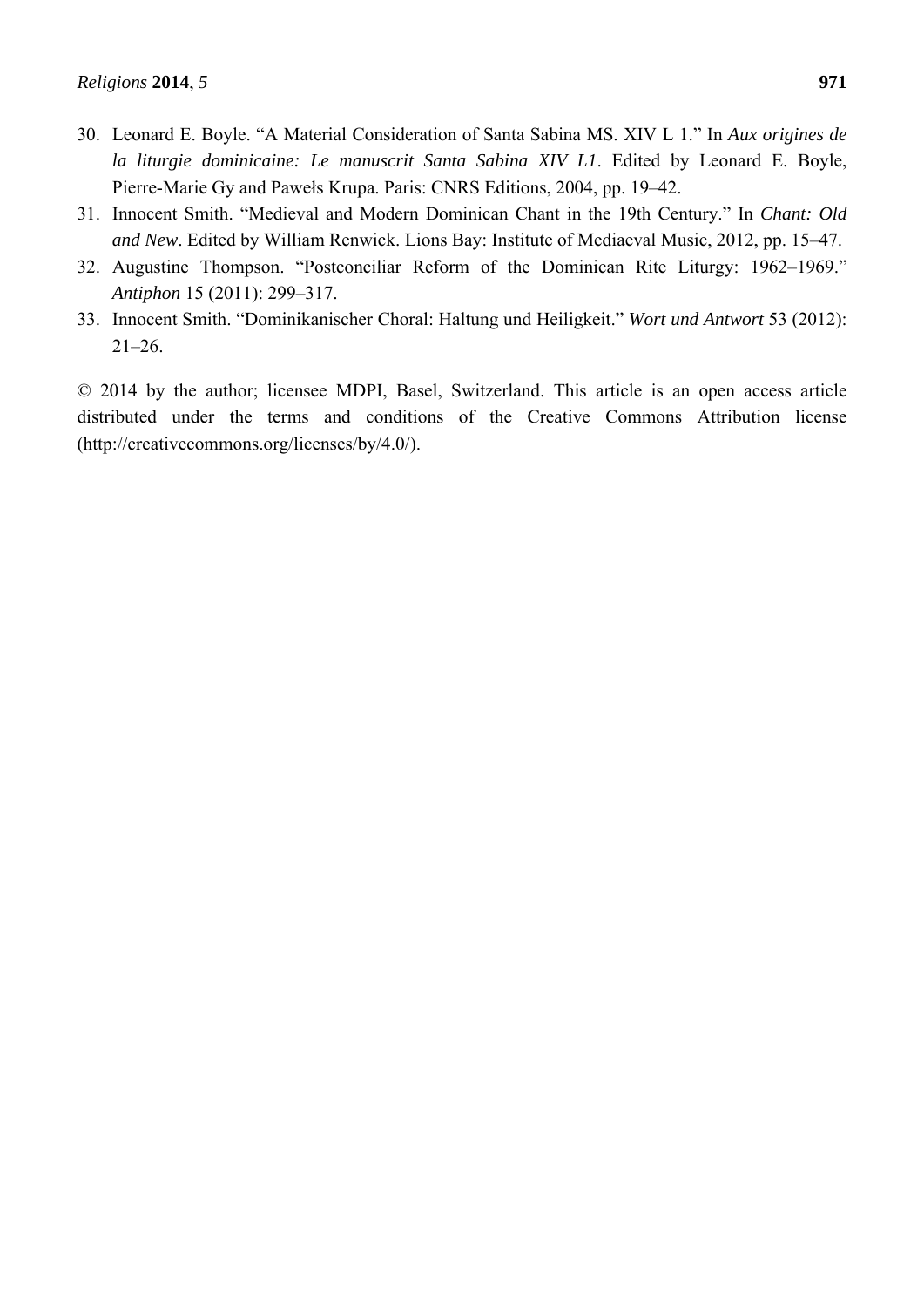30. Leonard E. Boyle. "A Material Consideration of Santa Sabina MS. XIV L 1." In *Aux origines de la liturgie dominicaine: Le manuscrit Santa Sabina XIV L1*. Edited by Leonard E. Boyle, Pierre-Marie Gy and Pawełs Krupa. Paris: CNRS Editions, 2004, pp. 19–42.
31. Innocent Smith. "Medieval and Modern Dominican Chant in the 19th Century." In *Chant: Old and New*. Edited by William Renwick. Lions Bay: Institute of Mediaeval Music, 2012, pp. 15–47.
32. Augustine Thompson. "Postconciliar Reform of the Dominican Rite Liturgy: 1962–1969." *Antiphon* 15 (2011): 299–317.
33. Innocent Smith. "Dominikanischer Choral: Haltung und Heiligkeit." *Wort und Antwort* 53 (2012): 21–26.

© 2014 by the author; licensee MDPI, Basel, Switzerland. This article is an open access article distributed under the terms and conditions of the Creative Commons Attribution license (http://creativecommons.org/licenses/by/4.0/).